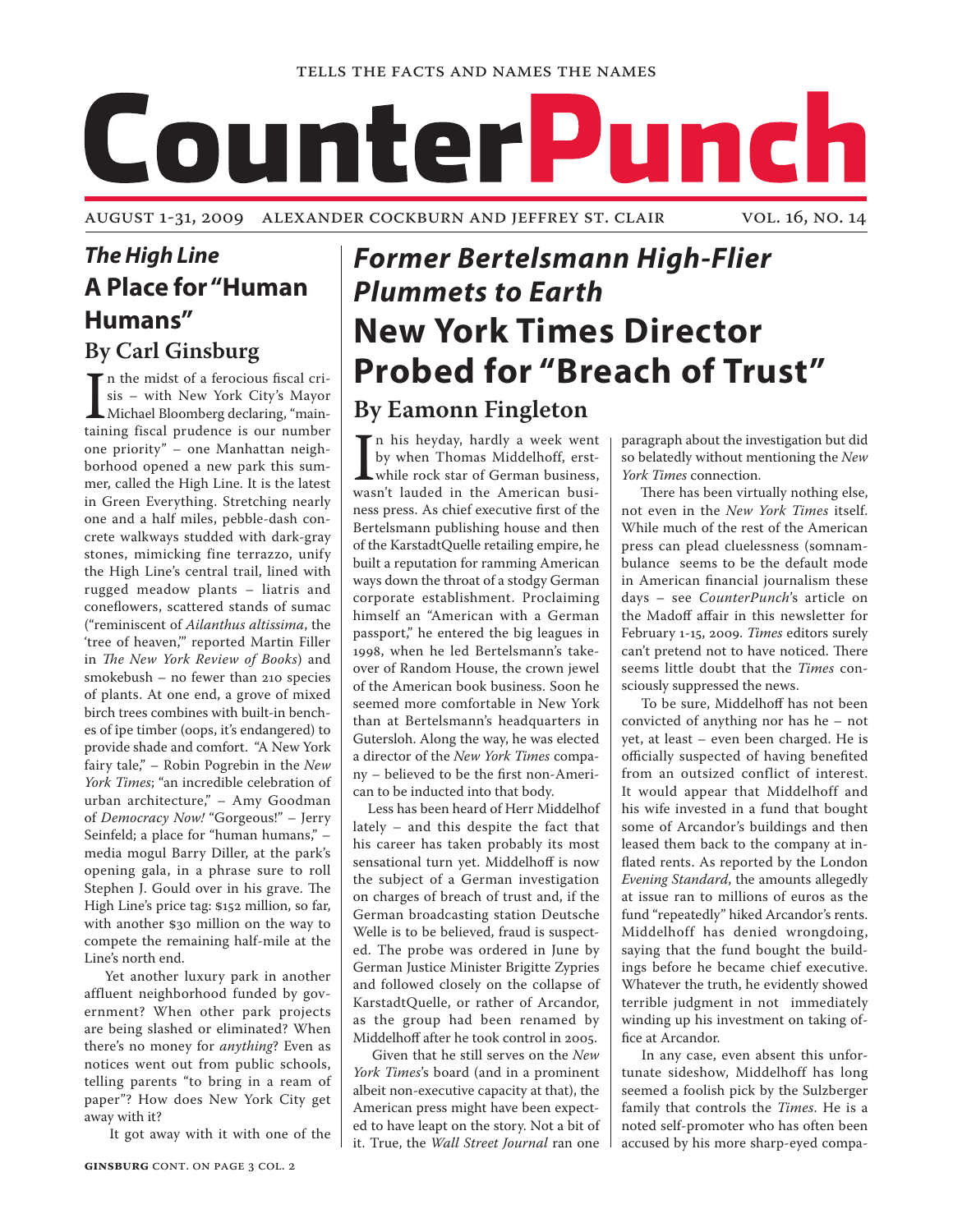TELLS THE FACTS AND NAMES THE NAMES

# CounterPunch

AUGUST 1-31, 2009 ALEXANDER COCKBURN AND JEFFREY ST. CLAIR VOL. 16, NO. 14

## *The High Line*
## A Place for "Human Humans"
### By Carl Ginsburg

In the midst of a ferocious fiscal crisis – with New York City's Mayor Michael Bloomberg declaring, "maintaining fiscal prudence is our number one priority" – one Manhattan neighborhood opened a new park this summer, called the High Line. It is the latest in Green Everything. Stretching nearly one and a half miles, pebble-dash concrete walkways studded with dark-gray stones, mimicking fine terrazzo, unify the High Line's central trail, lined with rugged meadow plants – liatris and coneflowers, scattered stands of sumac ("reminiscent of *Ailanthus altissima*, the 'tree of heaven,'" reported Martin Filler in *The New York Review of Books*) and smokebush – no fewer than 210 species of plants. At one end, a grove of mixed birch trees combines with built-in benches of ipe timber (oops, it's endangered) to provide shade and comfort. "A New York fairy tale," – Robin Pogrebin in the *New York Times*; "an incredible celebration of urban architecture," – Amy Goodman of *Democracy Now!* "Gorgeous!" – Jerry Seinfeld; a place for "human humans," – media mogul Barry Diller, at the park's opening gala, in a phrase sure to roll Stephen J. Gould over in his grave. The High Line's price tag: $152 million, so far, with another $30 million on the way to compete the remaining half-mile at the Line's north end.

Yet another luxury park in another affluent neighborhood funded by government? When other park projects are being slashed or eliminated? When there's no money for *anything*? Even as notices went out from public schools, telling parents "to bring in a ream of paper"? How does New York City get away with it?

It got away with it with one of the

**GINSBURG** CONT. ON PAGE 3 COL. 2

## *Former Bertelsmann High-Flier Plummets to Earth*
## New York Times Director Probed for "Breach of Trust"
### By Eamonn Fingleton

In his heyday, hardly a week went by when Thomas Middelhoff, erstwhile rock star of German business, wasn't lauded in the American business press. As chief executive first of the Bertelsmann publishing house and then of the KarstadtQuelle retailing empire, he built a reputation for ramming American ways down the throat of a stodgy German corporate establishment. Proclaiming himself an "American with a German passport," he entered the big leagues in 1998, when he led Bertelsmann's takeover of Random House, the crown jewel of the American book business. Soon he seemed more comfortable in New York than at Bertelsmann's headquarters in Gutersloh. Along the way, he was elected a director of the *New York Times* company – believed to be the first non-American to be inducted into that body.

Less has been heard of Herr Middelhof lately – and this despite the fact that his career has taken probably its most sensational turn yet. Middelhoff is now the subject of a German investigation on charges of breach of trust and, if the German broadcasting station Deutsche Welle is to be believed, fraud is suspected. The probe was ordered in June by German Justice Minister Brigitte Zypries and followed closely on the collapse of KarstadtQuelle, or rather of Arcandor, as the group had been renamed by Middelhoff after he took control in 2005.

Given that he still serves on the *New York Times*'s board (and in a prominent albeit non-executive capacity at that), the American press might have been expected to have leapt on the story. Not a bit of it. True, the *Wall Street Journal* ran one paragraph about the investigation but did so belatedly without mentioning the *New York Times* connection.

There has been virtually nothing else, not even in the *New York Times* itself. While much of the rest of the American press can plead cluelessness (somnambulance seems to be the default mode in American financial journalism these days – see *CounterPunch*'s article on the Madoff affair in this newsletter for February 1-15, 2009. *Times* editors surely can't pretend not to have noticed. There seems little doubt that the *Times* consciously suppressed the news.

To be sure, Middelhoff has not been convicted of anything nor has he – not yet, at least – even been charged. He is officially suspected of having benefited from an outsized conflict of interest. It would appear that Middelhoff and his wife invested in a fund that bought some of Arcandor's buildings and then leased them back to the company at inflated rents. As reported by the London *Evening Standard*, the amounts allegedly at issue ran to millions of euros as the fund "repeatedly" hiked Arcandor's rents. Middelhoff has denied wrongdoing, saying that the fund bought the buildings before he became chief executive. Whatever the truth, he evidently showed terrible judgment in not immediately winding up his investment on taking office at Arcandor.

In any case, even absent this unfortunate sideshow, Middelhoff has long seemed a foolish pick by the Sulzberger family that controls the *Times*. He is a noted self-promoter who has often been accused by his more sharp-eyed compa-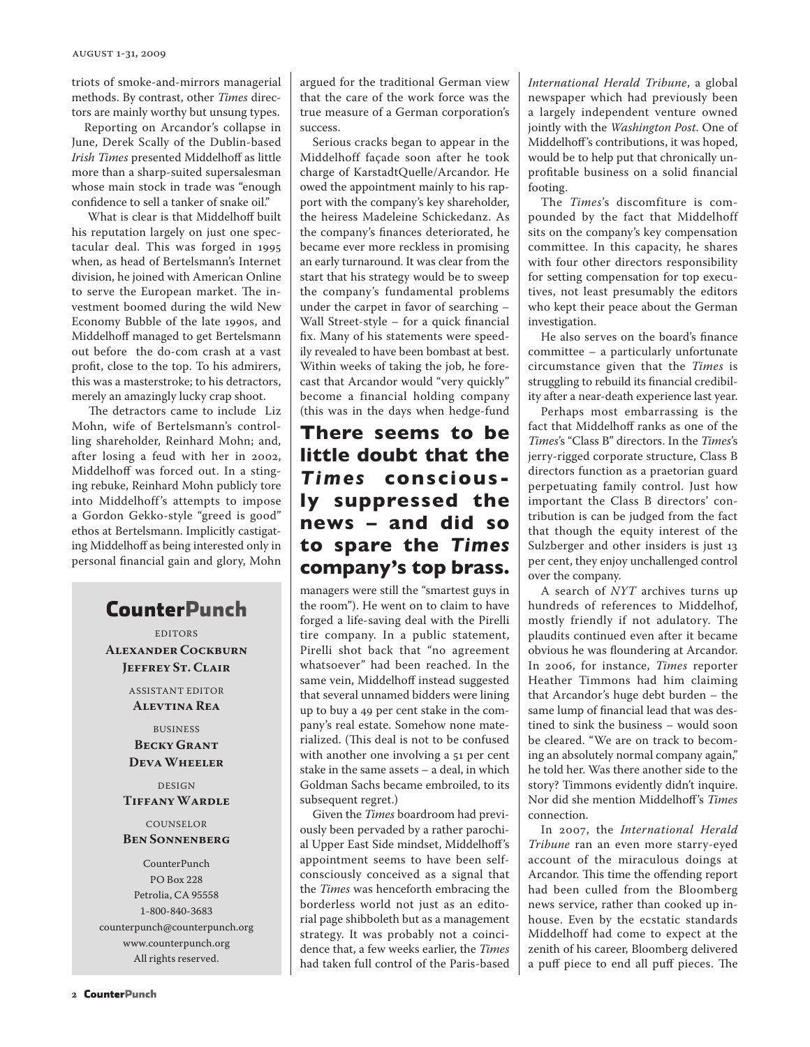triots of smoke-and-mirrors managerial methods. By contrast, other *Times* directors are mainly worthy but unsung types.

Reporting on Arcandor's collapse in June, Derek Scally of the Dublin-based *Irish Times* presented Middelhoff as little more than a sharp-suited supersalesman whose main stock in trade was "enough confidence to sell a tanker of snake oil."

What is clear is that Middelhoff built his reputation largely on just one spectacular deal. This was forged in 1995 when, as head of Bertelsmann's Internet division, he joined with American Online to serve the European market. The investment boomed during the wild New Economy Bubble of the late 1990s, and Middelhoff managed to get Bertelsmann out before the do-com crash at a vast profit, close to the top. To his admirers, this was a masterstroke; to his detractors, merely an amazingly lucky crap shoot.

The detractors came to include Liz Mohn, wife of Bertelsmann's controlling shareholder, Reinhard Mohn; and, after losing a feud with her in 2002, Middelhoff was forced out. In a stinging rebuke, Reinhard Mohn publicly tore into Middelhoff's attempts to impose a Gordon Gekko-style "greed is good" ethos at Bertelsmann. Implicitly castigating Middelhoff as being interested only in personal financial gain and glory, Mohn argued for the traditional German view that the care of the work force was the true measure of a German corporation's success.

Serious cracks began to appear in the Middelhoff façade soon after he took charge of KarstadtQuelle/Arcandor. He owed the appointment mainly to his rapport with the company's key shareholder, the heiress Madeleine Schickedanz. As the company's finances deteriorated, he became ever more reckless in promising an early turnaround. It was clear from the start that his strategy would be to sweep the company's fundamental problems under the carpet in favor of searching – Wall Street-style – for a quick financial fix. Many of his statements were speedily revealed to have been bombast at best. Within weeks of taking the job, he forecast that Arcandor would "very quickly" become a financial holding company (this was in the days when hedge-fund managers were still the "smartest guys in the room"). He went on to claim to have forged a life-saving deal with the Pirelli tire company. In a public statement, Pirelli shot back that "no agreement whatsoever" had been reached. In the same vein, Middelhoff instead suggested that several unnamed bidders were lining up to buy a 49 per cent stake in the company's real estate. Somehow none materialized. (This deal is not to be confused with another one involving a 51 per cent stake in the same assets – a deal, in which Goldman Sachs became embroiled, to its subsequent regret.)

**There seems to be little doubt that the *Times* consciously suppressed the news – and did so to spare the *Times* company's top brass.**

Given the *Times* boardroom had previously been pervaded by a rather parochial Upper East Side mindset, Middelhoff's appointment seems to have been self-consciously conceived as a signal that the *Times* was henceforth embracing the borderless world not just as an editorial page shibboleth but as a management strategy. It was probably not a coincidence that, a few weeks earlier, the *Times* had taken full control of the Paris-based *International Herald Tribune*, a global newspaper which had previously been a largely independent venture owned jointly with the *Washington Post*. One of Middelhoff's contributions, it was hoped, would be to help put that chronically unprofitable business on a solid financial footing.

The *Times*'s discomfiture is compounded by the fact that Middelhoff sits on the company's key compensation committee. In this capacity, he shares with four other directors responsibility for setting compensation for top executives, not least presumably the editors who kept their peace about the German investigation.

He also serves on the board's finance committee – a particularly unfortunate circumstance given that the *Times* is struggling to rebuild its financial credibility after a near-death experience last year.

Perhaps most embarrassing is the fact that Middelhoff ranks as one of the *Times*'s "Class B" directors. In the *Times*'s jerry-rigged corporate structure, Class B directors function as a praetorian guard perpetuating family control. Just how important the Class B directors' contribution is can be judged from the fact that though the equity interest of the Sulzberger and other insiders is just 13 per cent, they enjoy unchallenged control over the company.

A search of *NYT* archives turns up hundreds of references to Middelhof, mostly friendly if not adulatory. The plaudits continued even after it became obvious he was floundering at Arcandor. In 2006, for instance, *Times* reporter Heather Timmons had him claiming that Arcandor's huge debt burden – the same lump of financial lead that was destined to sink the business – would soon be cleared. "We are on track to becoming an absolutely normal company again," he told her. Was there another side to the story? Timmons evidently didn't inquire. Nor did she mention Middelhoff's *Times* connection.

In 2007, the *International Herald Tribune* ran an even more starry-eyed account of the miraculous doings at Arcandor. This time the offending report had been culled from the Bloomberg news service, rather than cooked up in-house. Even by the ecstatic standards Middelhoff had come to expect at the zenith of his career, Bloomberg delivered a puff piece to end all puff pieces. The

## CounterPunch

EDITORS
**Alexander Cockburn**
**Jeffrey St. Clair**

ASSISTANT EDITOR
**Alevtina Rea**

BUSINESS
**Becky Grant**
**Deva Wheeler**

DESIGN
**Tiffany Wardle**

COUNSELOR
**Ben Sonnenberg**

CounterPunch
PO Box 228
Petrolia, CA 95558
1-800-840-3683
counterpunch@counterpunch.org
www.counterpunch.org
All rights reserved.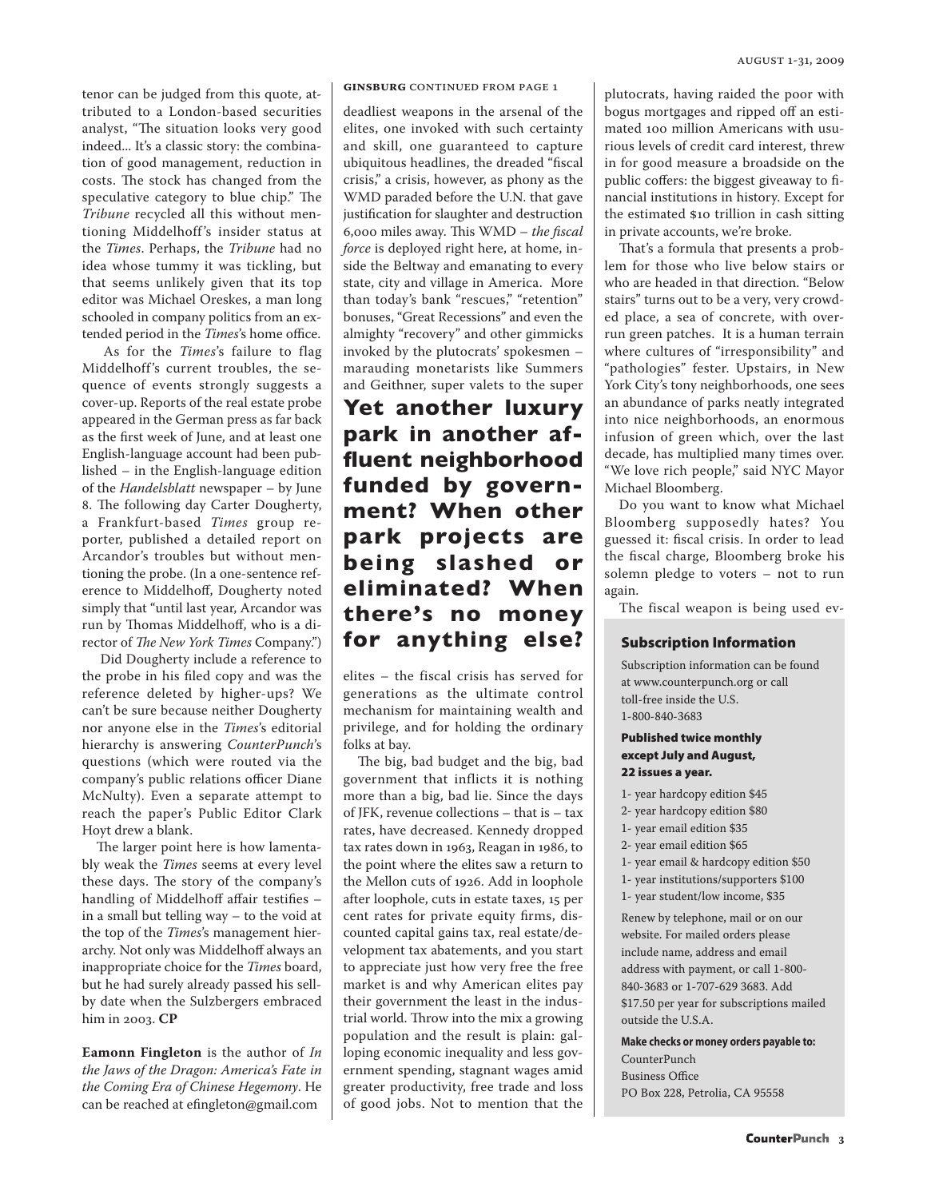tenor can be judged from this quote, attributed to a London-based securities analyst, "The situation looks very good indeed... It's a classic story: the combination of good management, reduction in costs. The stock has changed from the speculative category to blue chip." The *Tribune* recycled all this without mentioning Middelhoff's insider status at the *Times*. Perhaps, the *Tribune* had no idea whose tummy it was tickling, but that seems unlikely given that its top editor was Michael Oreskes, a man long schooled in company politics from an extended period in the *Times*'s home office.

As for the *Times*'s failure to flag Middelhoff's current troubles, the sequence of events strongly suggests a cover-up. Reports of the real estate probe appeared in the German press as far back as the first week of June, and at least one English-language account had been published – in the English-language edition of the *Handelsblatt* newspaper – by June 8. The following day Carter Dougherty, a Frankfurt-based *Times* group reporter, published a detailed report on Arcandor's troubles but without mentioning the probe. (In a one-sentence reference to Middelhoff, Dougherty noted simply that "until last year, Arcandor was run by Thomas Middelhoff, who is a director of *The New York Times* Company.")

Did Dougherty include a reference to the probe in his filed copy and was the reference deleted by higher-ups? We can't be sure because neither Dougherty nor anyone else in the *Times*'s editorial hierarchy is answering *CounterPunch*'s questions (which were routed via the company's public relations officer Diane McNulty). Even a separate attempt to reach the paper's Public Editor Clark Hoyt drew a blank.

The larger point here is how lamentably weak the *Times* seems at every level these days. The story of the company's handling of Middelhoff affair testifies – in a small but telling way – to the void at the top of the *Times*'s management hierarchy. Not only was Middelhoff always an inappropriate choice for the *Times* board, but he had surely already passed his sell-by date when the Sulzbergers embraced him in 2003. **CP**

**Eamonn Fingleton** is the author of *In the Jaws of the Dragon: America's Fate in the Coming Era of Chinese Hegemony*. He can be reached at efingleton@gmail.com

**GINSBURG** CONTINUED FROM PAGE 1

deadliest weapons in the arsenal of the elites, one invoked with such certainty and skill, one guaranteed to capture ubiquitous headlines, the dreaded "fiscal crisis," a crisis, however, as phony as the WMD paraded before the U.N. that gave justification for slaughter and destruction 6,000 miles away. This WMD – *the fiscal force* is deployed right here, at home, inside the Beltway and emanating to every state, city and village in America. More than today's bank "rescues," "retention" bonuses, "Great Recessions" and even the almighty "recovery" and other gimmicks invoked by the plutocrats' spokesmen – marauding monetarists like Summers and Geithner, super valets to the super elites – the fiscal crisis has served for generations as the ultimate control mechanism for maintaining wealth and privilege, and for holding the ordinary folks at bay.

**Yet another luxury park in another affluent neighborhood funded by government? When other park projects are being slashed or eliminated? When there's no money for anything else?**

The big, bad budget and the big, bad government that inflicts it is nothing more than a big, bad lie. Since the days of JFK, revenue collections – that is – tax rates, have decreased. Kennedy dropped tax rates down in 1963, Reagan in 1986, to the point where the elites saw a return to the Mellon cuts of 1926. Add in loophole after loophole, cuts in estate taxes, 15 per cent rates for private equity firms, discounted capital gains tax, real estate/development tax abatements, and you start to appreciate just how very free the free market is and why American elites pay their government the least in the industrial world. Throw into the mix a growing population and the result is plain: galloping economic inequality and less government spending, stagnant wages amid greater productivity, free trade and loss of good jobs. Not to mention that the plutocrats, having raided the poor with bogus mortgages and ripped off an estimated 100 million Americans with usurious levels of credit card interest, threw in for good measure a broadside on the public coffers: the biggest giveaway to financial institutions in history. Except for the estimated $10 trillion in cash sitting in private accounts, we're broke.

That's a formula that presents a problem for those who live below stairs or who are headed in that direction. "Below stairs" turns out to be a very, very crowded place, a sea of concrete, with overrun green patches. It is a human terrain where cultures of "irresponsibility" and "pathologies" fester. Upstairs, in New York City's tony neighborhoods, one sees an abundance of parks neatly integrated into nice neighborhoods, an enormous infusion of green which, over the last decade, has multiplied many times over. "We love rich people," said NYC Mayor Michael Bloomberg.

Do you want to know what Michael Bloomberg supposedly hates? You guessed it: fiscal crisis. In order to lead the fiscal charge, Bloomberg broke his solemn pledge to voters – not to run again.

The fiscal weapon is being used ev-

### Subscription Information

Subscription information can be found at www.counterpunch.org or call toll-free inside the U.S. 1-800-840-3683

**Published twice monthly except July and August, 22 issues a year.**

- 1- year hardcopy edition $45
- 2- year hardcopy edition $80
- 1- year email edition $35
- 2- year email edition $65
- 1- year email & hardcopy edition $50
- 1- year institutions/supporters $100
- 1- year student/low income, $35

Renew by telephone, mail or on our website. For mailed orders please include name, address and email address with payment, or call 1-800-840-3683 or 1-707-629 3683. Add $17.50 per year for subscriptions mailed outside the U.S.A.

**Make checks or money orders payable to:**
CounterPunch
Business Office
PO Box 228, Petrolia, CA 95558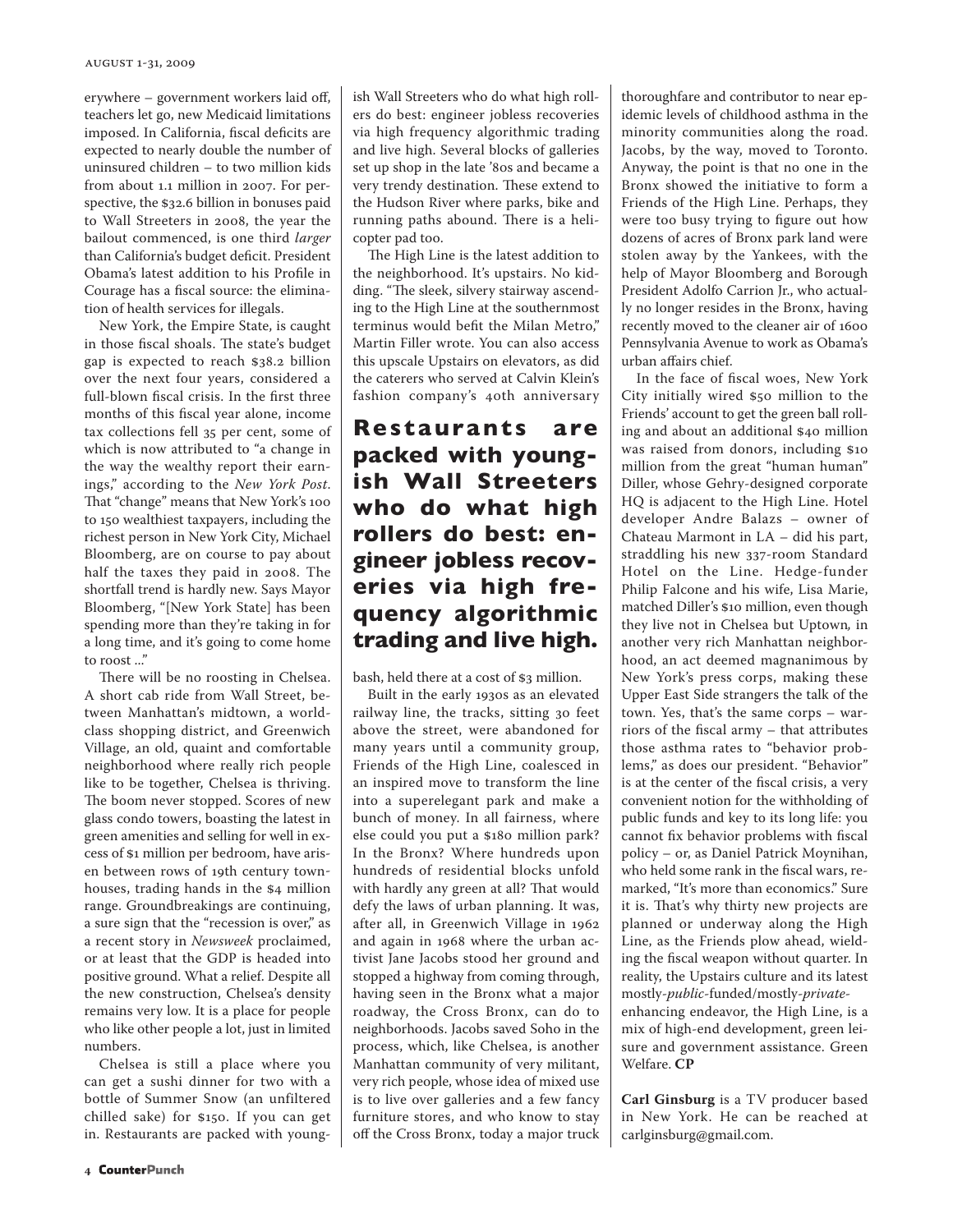erywhere – government workers laid off, teachers let go, new Medicaid limitations imposed. In California, fiscal deficits are expected to nearly double the number of uninsured children – to two million kids from about 1.1 million in 2007. For perspective, the $32.6 billion in bonuses paid to Wall Streeters in 2008, the year the bailout commenced, is one third *larger* than California's budget deficit. President Obama's latest addition to his Profile in Courage has a fiscal source: the elimination of health services for illegals.

New York, the Empire State, is caught in those fiscal shoals. The state's budget gap is expected to reach $38.2 billion over the next four years, considered a full-blown fiscal crisis. In the first three months of this fiscal year alone, income tax collections fell 35 per cent, some of which is now attributed to "a change in the way the wealthy report their earnings," according to the *New York Post*. That "change" means that New York's 100 to 150 wealthiest taxpayers, including the richest person in New York City, Michael Bloomberg, are on course to pay about half the taxes they paid in 2008. The shortfall trend is hardly new. Says Mayor Bloomberg, "[New York State] has been spending more than they're taking in for a long time, and it's going to come home to roost ..."

There will be no roosting in Chelsea. A short cab ride from Wall Street, between Manhattan's midtown, a world-class shopping district, and Greenwich Village, an old, quaint and comfortable neighborhood where really rich people like to be together, Chelsea is thriving. The boom never stopped. Scores of new glass condo towers, boasting the latest in green amenities and selling for well in excess of $1 million per bedroom, have arisen between rows of 19th century townhouses, trading hands in the $4 million range. Groundbreakings are continuing, a sure sign that the "recession is over," as a recent story in *Newsweek* proclaimed, or at least that the GDP is headed into positive ground. What a relief. Despite all the new construction, Chelsea's density remains very low. It is a place for people who like other people a lot, just in limited numbers.

Chelsea is still a place where you can get a sushi dinner for two with a bottle of Summer Snow (an unfiltered chilled sake) for $150. If you can get in. Restaurants are packed with youngish Wall Streeters who do what high rollers do best: engineer jobless recoveries via high frequency algorithmic trading and live high. Several blocks of galleries set up shop in the late '80s and became a very trendy destination. These extend to the Hudson River where parks, bike and running paths abound. There is a helicopter pad too.

The High Line is the latest addition to the neighborhood. It's upstairs. No kidding. "The sleek, silvery stairway ascending to the High Line at the southernmost terminus would befit the Milan Metro," Martin Filler wrote. You can also access this upscale Upstairs on elevators, as did the caterers who served at Calvin Klein's fashion company's 40th anniversary bash, held there at a cost of $3 million.

**Restaurants are packed with youngish Wall Streeters who do what high rollers do best: engineer jobless recoveries via high frequency algorithmic trading and live high.**

Built in the early 1930s as an elevated railway line, the tracks, sitting 30 feet above the street, were abandoned for many years until a community group, Friends of the High Line, coalesced in an inspired move to transform the line into a superelegant park and make a bunch of money. In all fairness, where else could you put a $180 million park? In the Bronx? Where hundreds upon hundreds of residential blocks unfold with hardly any green at all? That would defy the laws of urban planning. It was, after all, in Greenwich Village in 1962 and again in 1968 where the urban activist Jane Jacobs stood her ground and stopped a highway from coming through, having seen in the Bronx what a major roadway, the Cross Bronx, can do to neighborhoods. Jacobs saved Soho in the process, which, like Chelsea, is another Manhattan community of very militant, very rich people, whose idea of mixed use is to live over galleries and a few fancy furniture stores, and who know to stay off the Cross Bronx, today a major truck thoroughfare and contributor to near epidemic levels of childhood asthma in the minority communities along the road. Jacobs, by the way, moved to Toronto. Anyway, the point is that no one in the Bronx showed the initiative to form a Friends of the High Line. Perhaps, they were too busy trying to figure out how dozens of acres of Bronx park land were stolen away by the Yankees, with the help of Mayor Bloomberg and Borough President Adolfo Carrion Jr., who actually no longer resides in the Bronx, having recently moved to the cleaner air of 1600 Pennsylvania Avenue to work as Obama's urban affairs chief.

In the face of fiscal woes, New York City initially wired $50 million to the Friends' account to get the green ball rolling and about an additional $40 million was raised from donors, including $10 million from the great "human human" Diller, whose Gehry-designed corporate HQ is adjacent to the High Line. Hotel developer Andre Balazs – owner of Chateau Marmont in LA – did his part, straddling his new 337-room Standard Hotel on the Line. Hedge-funder Philip Falcone and his wife, Lisa Marie, matched Diller's $10 million, even though they live not in Chelsea but Uptown, in another very rich Manhattan neighborhood, an act deemed magnanimous by New York's press corps, making these Upper East Side strangers the talk of the town. Yes, that's the same corps – warriors of the fiscal army – that attributes those asthma rates to "behavior problems," as does our president. "Behavior" is at the center of the fiscal crisis, a very convenient notion for the withholding of public funds and key to its long life: you cannot fix behavior problems with fiscal policy – or, as Daniel Patrick Moynihan, who held some rank in the fiscal wars, remarked, "It's more than economics." Sure it is. That's why thirty new projects are planned or underway along the High Line, as the Friends plow ahead, wielding the fiscal weapon without quarter. In reality, the Upstairs culture and its latest mostly-*public*-funded/mostly-*private*-enhancing endeavor, the High Line, is a mix of high-end development, green leisure and government assistance. Green Welfare. **CP**

**Carl Ginsburg** is a TV producer based in New York. He can be reached at carlginsburg@gmail.com.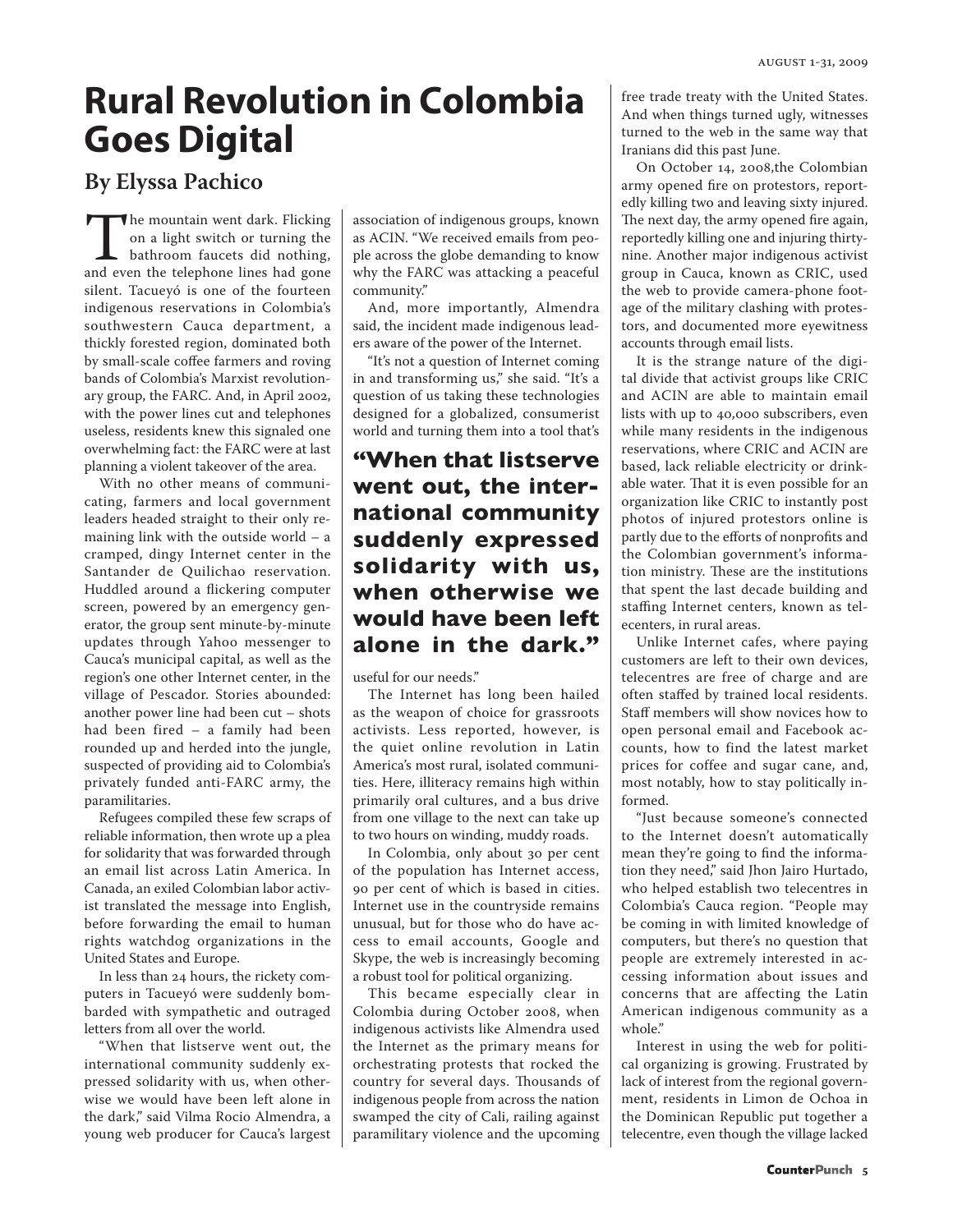# Rural Revolution in Colombia Goes Digital

## By Elyssa Pachico

The mountain went dark. Flicking on a light switch or turning the bathroom faucets did nothing, and even the telephone lines had gone silent. Tacueyó is one of the fourteen indigenous reservations in Colombia's southwestern Cauca department, a thickly forested region, dominated both by small-scale coffee farmers and roving bands of Colombia's Marxist revolutionary group, the FARC. And, in April 2002, with the power lines cut and telephones useless, residents knew this signaled one overwhelming fact: the FARC were at last planning a violent takeover of the area.

With no other means of communicating, farmers and local government leaders headed straight to their only remaining link with the outside world – a cramped, dingy Internet center in the Santander de Quilichao reservation. Huddled around a flickering computer screen, powered by an emergency generator, the group sent minute-by-minute updates through Yahoo messenger to Cauca's municipal capital, as well as the region's one other Internet center, in the village of Pescador. Stories abounded: another power line had been cut – shots had been fired – a family had been rounded up and herded into the jungle, suspected of providing aid to Colombia's privately funded anti-FARC army, the paramilitaries.

Refugees compiled these few scraps of reliable information, then wrote up a plea for solidarity that was forwarded through an email list across Latin America. In Canada, an exiled Colombian labor activist translated the message into English, before forwarding the email to human rights watchdog organizations in the United States and Europe.

In less than 24 hours, the rickety computers in Tacueyó were suddenly bombarded with sympathetic and outraged letters from all over the world.

"When that listserve went out, the international community suddenly expressed solidarity with us, when otherwise we would have been left alone in the dark," said Vilma Rocio Almendra, a young web producer for Cauca's largest association of indigenous groups, known as ACIN. "We received emails from people across the globe demanding to know why the FARC was attacking a peaceful community."

And, more importantly, Almendra said, the incident made indigenous leaders aware of the power of the Internet.

"It's not a question of Internet coming in and transforming us," she said. "It's a question of us taking these technologies designed for a globalized, consumerist world and turning them into a tool that's useful for our needs."

**"When that listserve went out, the international community suddenly expressed solidarity with us, when otherwise we would have been left alone in the dark."**

The Internet has long been hailed as the weapon of choice for grassroots activists. Less reported, however, is the quiet online revolution in Latin America's most rural, isolated communities. Here, illiteracy remains high within primarily oral cultures, and a bus drive from one village to the next can take up to two hours on winding, muddy roads.

In Colombia, only about 30 per cent of the population has Internet access, 90 per cent of which is based in cities. Internet use in the countryside remains unusual, but for those who do have access to email accounts, Google and Skype, the web is increasingly becoming a robust tool for political organizing.

This became especially clear in Colombia during October 2008, when indigenous activists like Almendra used the Internet as the primary means for orchestrating protests that rocked the country for several days. Thousands of indigenous people from across the nation swamped the city of Cali, railing against paramilitary violence and the upcoming free trade treaty with the United States. And when things turned ugly, witnesses turned to the web in the same way that Iranians did this past June.

On October 14, 2008,the Colombian army opened fire on protestors, reportedly killing two and leaving sixty injured. The next day, the army opened fire again, reportedly killing one and injuring thirty-nine. Another major indigenous activist group in Cauca, known as CRIC, used the web to provide camera-phone footage of the military clashing with protestors, and documented more eyewitness accounts through email lists.

It is the strange nature of the digital divide that activist groups like CRIC and ACIN are able to maintain email lists with up to 40,000 subscribers, even while many residents in the indigenous reservations, where CRIC and ACIN are based, lack reliable electricity or drinkable water. That it is even possible for an organization like CRIC to instantly post photos of injured protestors online is partly due to the efforts of nonprofits and the Colombian government's information ministry. These are the institutions that spent the last decade building and staffing Internet centers, known as telecenters, in rural areas.

Unlike Internet cafes, where paying customers are left to their own devices, telecentres are free of charge and are often staffed by trained local residents. Staff members will show novices how to open personal email and Facebook accounts, how to find the latest market prices for coffee and sugar cane, and, most notably, how to stay politically informed.

"Just because someone's connected to the Internet doesn't automatically mean they're going to find the information they need," said Jhon Jairo Hurtado, who helped establish two telecentres in Colombia's Cauca region. "People may be coming in with limited knowledge of computers, but there's no question that people are extremely interested in accessing information about issues and concerns that are affecting the Latin American indigenous community as a whole."

Interest in using the web for political organizing is growing. Frustrated by lack of interest from the regional government, residents in Limon de Ochoa in the Dominican Republic put together a telecentre, even though the village lacked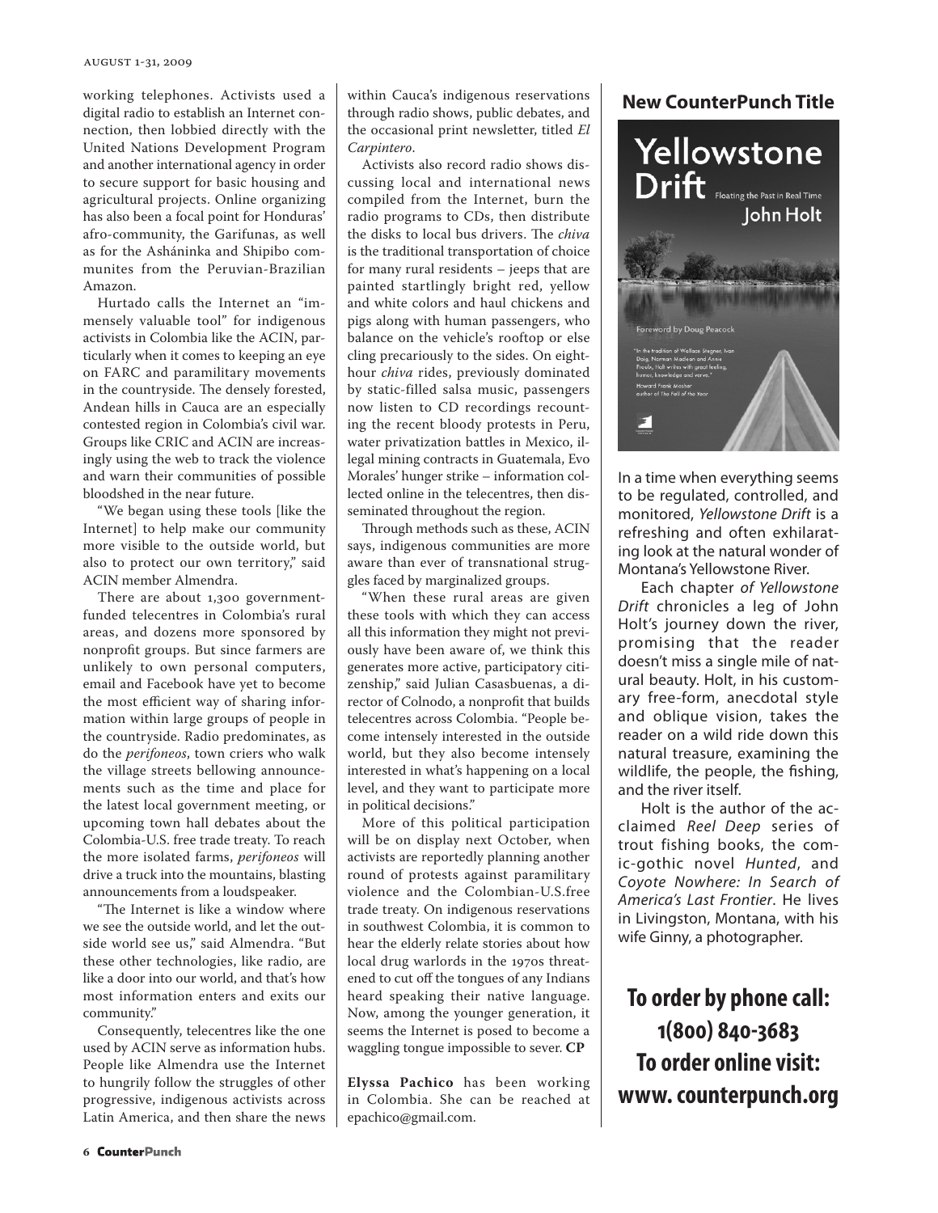working telephones. Activists used a digital radio to establish an Internet connection, then lobbied directly with the United Nations Development Program and another international agency in order to secure support for basic housing and agricultural projects. Online organizing has also been a focal point for Honduras' afro-community, the Garifunas, as well as for the Asháninka and Shipibo communites from the Peruvian-Brazilian Amazon.

Hurtado calls the Internet an "immensely valuable tool" for indigenous activists in Colombia like the ACIN, particularly when it comes to keeping an eye on FARC and paramilitary movements in the countryside. The densely forested, Andean hills in Cauca are an especially contested region in Colombia's civil war. Groups like CRIC and ACIN are increasingly using the web to track the violence and warn their communities of possible bloodshed in the near future.

"We began using these tools [like the Internet] to help make our community more visible to the outside world, but also to protect our own territory," said ACIN member Almendra.

There are about 1,300 government-funded telecentres in Colombia's rural areas, and dozens more sponsored by nonprofit groups. But since farmers are unlikely to own personal computers, email and Facebook have yet to become the most efficient way of sharing information within large groups of people in the countryside. Radio predominates, as do the *perifoneos*, town criers who walk the village streets bellowing announcements such as the time and place for the latest local government meeting, or upcoming town hall debates about the Colombia-U.S. free trade treaty. To reach the more isolated farms, *perifoneos* will drive a truck into the mountains, blasting announcements from a loudspeaker.

"The Internet is like a window where we see the outside world, and let the outside world see us," said Almendra. "But these other technologies, like radio, are like a door into our world, and that's how most information enters and exits our community."

Consequently, telecentres like the one used by ACIN serve as information hubs. People like Almendra use the Internet to hungrily follow the struggles of other progressive, indigenous activists across Latin America, and then share the news within Cauca's indigenous reservations through radio shows, public debates, and the occasional print newsletter, titled *El Carpintero*.

Activists also record radio shows discussing local and international news compiled from the Internet, burn the radio programs to CDs, then distribute the disks to local bus drivers. The *chiva* is the traditional transportation of choice for many rural residents – jeeps that are painted startlingly bright red, yellow and white colors and haul chickens and pigs along with human passengers, who balance on the vehicle's rooftop or else cling precariously to the sides. On eight-hour *chiva* rides, previously dominated by static-filled salsa music, passengers now listen to CD recordings recounting the recent bloody protests in Peru, water privatization battles in Mexico, illegal mining contracts in Guatemala, Evo Morales' hunger strike – information collected online in the telecentres, then disseminated throughout the region.

Through methods such as these, ACIN says, indigenous communities are more aware than ever of transnational struggles faced by marginalized groups.

"When these rural areas are given these tools with which they can access all this information they might not previously have been aware of, we think this generates more active, participatory citizenship," said Julian Casasbuenas, a director of Colnodo, a nonprofit that builds telecentres across Colombia. "People become intensely interested in the outside world, but they also become intensely interested in what's happening on a local level, and they want to participate more in political decisions."

More of this political participation will be on display next October, when activists are reportedly planning another round of protests against paramilitary violence and the Colombian-U.S.free trade treaty. On indigenous reservations in southwest Colombia, it is common to hear the elderly relate stories about how local drug warlords in the 1970s threatened to cut off the tongues of any Indians heard speaking their native language. Now, among the younger generation, it seems the Internet is posed to become a waggling tongue impossible to sever. **CP**

**Elyssa Pachico** has been working in Colombia. She can be reached at epachico@gmail.com.

## New CounterPunch Title

**Yellowstone Drift**
Floating the Past in Real Time
John Holt

Foreword by Doug Peacock

"In the tradition of Wallace Stegner, Ivan Doig, Norman Maclean and Annie Proulx, Holt writes with great feeling, humor, knowledge and verve."
Howard Frank Mosher
author of *The Fall of the Year*

In a time when everything seems to be regulated, controlled, and monitored, *Yellowstone Drift* is a refreshing and often exhilarating look at the natural wonder of Montana's Yellowstone River.

Each chapter *of Yellowstone Drift* chronicles a leg of John Holt's journey down the river, promising that the reader doesn't miss a single mile of natural beauty. Holt, in his customary free-form, anecdotal style and oblique vision, takes the reader on a wild ride down this natural treasure, examining the wildlife, the people, the fishing, and the river itself.

Holt is the author of the acclaimed *Reel Deep* series of trout fishing books, the comic-gothic novel *Hunted*, and *Coyote Nowhere: In Search of America's Last Frontier*. He lives in Livingston, Montana, with his wife Ginny, a photographer.

**To order by phone call: 1(800) 840-3683**
**To order online visit: www. counterpunch.org**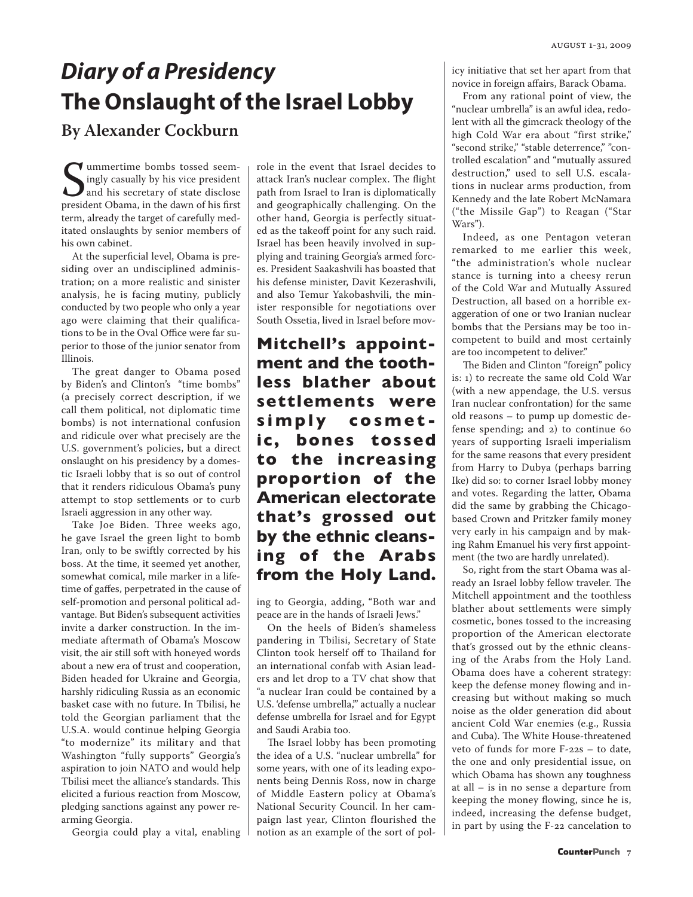# *Diary of a Presidency*
# The Onslaught of the Israel Lobby

## By Alexander Cockburn

Summertime bombs tossed seemingly casually by his vice president and his secretary of state disclose president Obama, in the dawn of his first term, already the target of carefully meditated onslaughts by senior members of his own cabinet.

At the superficial level, Obama is presiding over an undisciplined administration; on a more realistic and sinister analysis, he is facing mutiny, publicly conducted by two people who only a year ago were claiming that their qualifications to be in the Oval Office were far superior to those of the junior senator from Illinois.

The great danger to Obama posed by Biden's and Clinton's "time bombs" (a precisely correct description, if we call them political, not diplomatic time bombs) is not international confusion and ridicule over what precisely are the U.S. government's policies, but a direct onslaught on his presidency by a domestic Israeli lobby that is so out of control that it renders ridiculous Obama's puny attempt to stop settlements or to curb Israeli aggression in any other way.

Take Joe Biden. Three weeks ago, he gave Israel the green light to bomb Iran, only to be swiftly corrected by his boss. At the time, it seemed yet another, somewhat comical, mile marker in a lifetime of gaffes, perpetrated in the cause of self-promotion and personal political advantage. But Biden's subsequent activities invite a darker construction. In the immediate aftermath of Obama's Moscow visit, the air still soft with honeyed words about a new era of trust and cooperation, Biden headed for Ukraine and Georgia, harshly ridiculing Russia as an economic basket case with no future. In Tbilisi, he told the Georgian parliament that the U.S.A. would continue helping Georgia "to modernize" its military and that Washington "fully supports" Georgia's aspiration to join NATO and would help Tbilisi meet the alliance's standards. This elicited a furious reaction from Moscow, pledging sanctions against any power re-arming Georgia.

Georgia could play a vital, enabling role in the event that Israel decides to attack Iran's nuclear complex. The flight path from Israel to Iran is diplomatically and geographically challenging. On the other hand, Georgia is perfectly situated as the takeoff point for any such raid. Israel has been heavily involved in supplying and training Georgia's armed forces. President Saakashvili has boasted that his defense minister, Davit Kezerashvili, and also Temur Yakobashvili, the minister responsible for negotiations over South Ossetia, lived in Israel before moving to Georgia, adding, "Both war and peace are in the hands of Israeli Jews."

**Mitchell's appointment and the toothless blather about settlements were simply cosmetic, bones tossed to the increasing proportion of the American electorate that's grossed out by the ethnic cleansing of the Arabs from the Holy Land.**

On the heels of Biden's shameless pandering in Tbilisi, Secretary of State Clinton took herself off to Thailand for an international confab with Asian leaders and let drop to a TV chat show that "a nuclear Iran could be contained by a U.S. 'defense umbrella,'" actually a nuclear defense umbrella for Israel and for Egypt and Saudi Arabia too.

The Israel lobby has been promoting the idea of a U.S. "nuclear umbrella" for some years, with one of its leading exponents being Dennis Ross, now in charge of Middle Eastern policy at Obama's National Security Council. In her campaign last year, Clinton flourished the notion as an example of the sort of policy initiative that set her apart from that novice in foreign affairs, Barack Obama.

From any rational point of view, the "nuclear umbrella" is an awful idea, redolent with all the gimcrack theology of the high Cold War era about "first strike," "second strike," "stable deterrence," "controlled escalation" and "mutually assured destruction," used to sell U.S. escalations in nuclear arms production, from Kennedy and the late Robert McNamara ("the Missile Gap") to Reagan ("Star Wars").

Indeed, as one Pentagon veteran remarked to me earlier this week, "the administration's whole nuclear stance is turning into a cheesy rerun of the Cold War and Mutually Assured Destruction, all based on a horrible exaggeration of one or two Iranian nuclear bombs that the Persians may be too incompetent to build and most certainly are too incompetent to deliver."

The Biden and Clinton "foreign" policy is: 1) to recreate the same old Cold War (with a new appendage, the U.S. versus Iran nuclear confrontation) for the same old reasons – to pump up domestic defense spending; and 2) to continue 60 years of supporting Israeli imperialism for the same reasons that every president from Harry to Dubya (perhaps barring Ike) did so: to corner Israel lobby money and votes. Regarding the latter, Obama did the same by grabbing the Chicago-based Crown and Pritzker family money very early in his campaign and by making Rahm Emanuel his very first appointment (the two are hardly unrelated).

So, right from the start Obama was already an Israel lobby fellow traveler. The Mitchell appointment and the toothless blather about settlements were simply cosmetic, bones tossed to the increasing proportion of the American electorate that's grossed out by the ethnic cleansing of the Arabs from the Holy Land. Obama does have a coherent strategy: keep the defense money flowing and increasing but without making so much noise as the older generation did about ancient Cold War enemies (e.g., Russia and Cuba). The White House-threatened veto of funds for more F-22s – to date, the one and only presidential issue, on which Obama has shown any toughness at all – is in no sense a departure from keeping the money flowing, since he is, indeed, increasing the defense budget, in part by using the F-22 cancelation to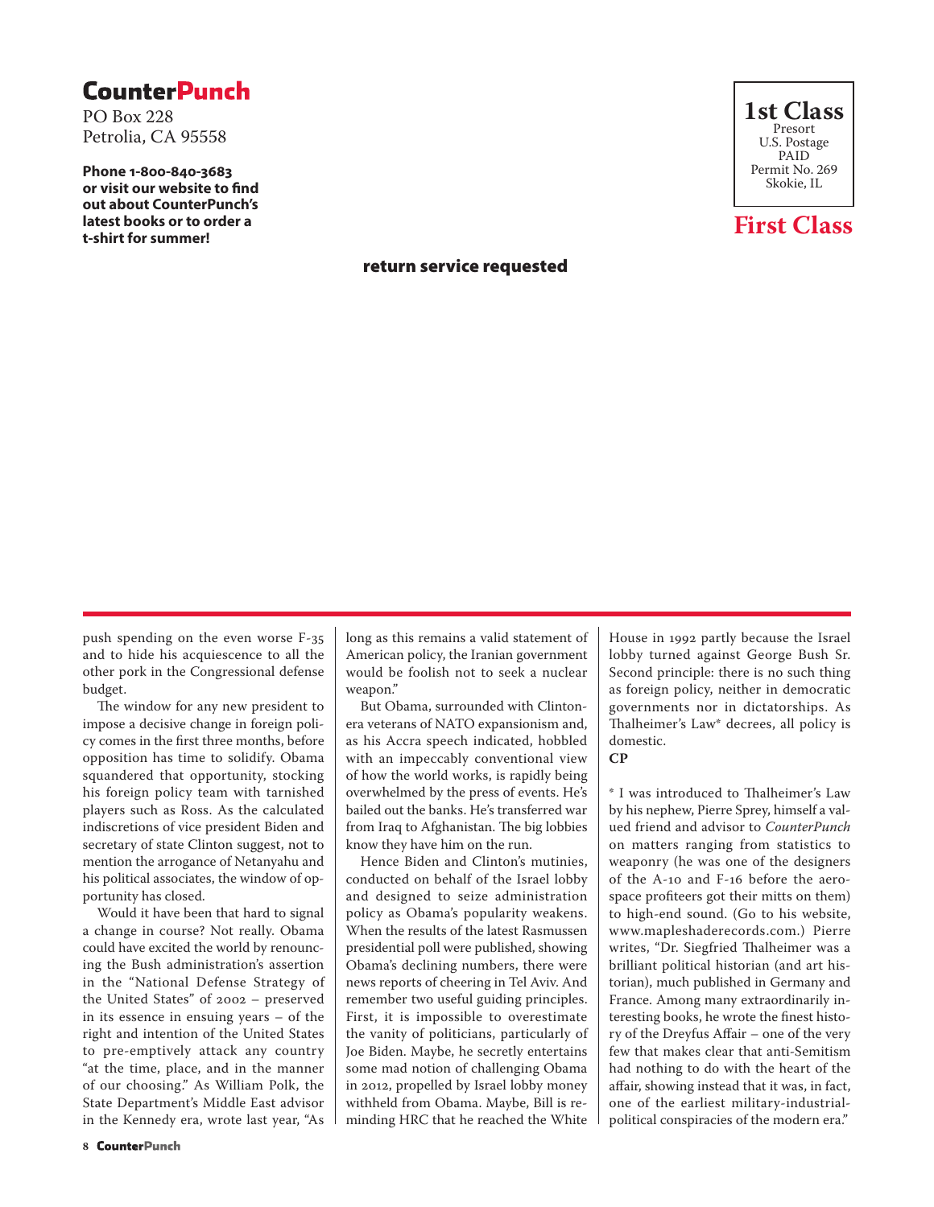# **Counter**Punch

PO Box 228
Petrolia, CA 95558

**Phone 1-800-840-3683 or visit our website to find out about CounterPunch's latest books or to order a t-shirt for summer!**

**1st Class**
Presort
U.S. Postage
PAID
Permit No. 269
Skokie, IL

**First Class**

**return service requested**

push spending on the even worse F-35 and to hide his acquiescence to all the other pork in the Congressional defense budget.

The window for any new president to impose a decisive change in foreign policy comes in the first three months, before opposition has time to solidify. Obama squandered that opportunity, stocking his foreign policy team with tarnished players such as Ross. As the calculated indiscretions of vice president Biden and secretary of state Clinton suggest, not to mention the arrogance of Netanyahu and his political associates, the window of opportunity has closed.

Would it have been that hard to signal a change in course? Not really. Obama could have excited the world by renouncing the Bush administration's assertion in the "National Defense Strategy of the United States" of 2002 – preserved in its essence in ensuing years – of the right and intention of the United States to pre-emptively attack any country "at the time, place, and in the manner of our choosing." As William Polk, the State Department's Middle East advisor in the Kennedy era, wrote last year, "As long as this remains a valid statement of American policy, the Iranian government would be foolish not to seek a nuclear weapon."

But Obama, surrounded with Clinton-era veterans of NATO expansionism and, as his Accra speech indicated, hobbled with an impeccably conventional view of how the world works, is rapidly being overwhelmed by the press of events. He's bailed out the banks. He's transferred war from Iraq to Afghanistan. The big lobbies know they have him on the run.

Hence Biden and Clinton's mutinies, conducted on behalf of the Israel lobby and designed to seize administration policy as Obama's popularity weakens. When the results of the latest Rasmussen presidential poll were published, showing Obama's declining numbers, there were news reports of cheering in Tel Aviv. And remember two useful guiding principles. First, it is impossible to overestimate the vanity of politicians, particularly of Joe Biden. Maybe, he secretly entertains some mad notion of challenging Obama in 2012, propelled by Israel lobby money withheld from Obama. Maybe, Bill is reminding HRC that he reached the White House in 1992 partly because the Israel lobby turned against George Bush Sr. Second principle: there is no such thing as foreign policy, neither in democratic governments nor in dictatorships. As Thalheimer's Law* decrees, all policy is domestic.
**CP**

\* I was introduced to Thalheimer's Law by his nephew, Pierre Sprey, himself a valued friend and advisor to *CounterPunch* on matters ranging from statistics to weaponry (he was one of the designers of the A-10 and F-16 before the aerospace profiteers got their mitts on them) to high-end sound. (Go to his website, www.mapleshaderecords.com.) Pierre writes, "Dr. Siegfried Thalheimer was a brilliant political historian (and art historian), much published in Germany and France. Among many extraordinarily interesting books, he wrote the finest history of the Dreyfus Affair – one of the very few that makes clear that anti-Semitism had nothing to do with the heart of the affair, showing instead that it was, in fact, one of the earliest military-industrial-political conspiracies of the modern era."